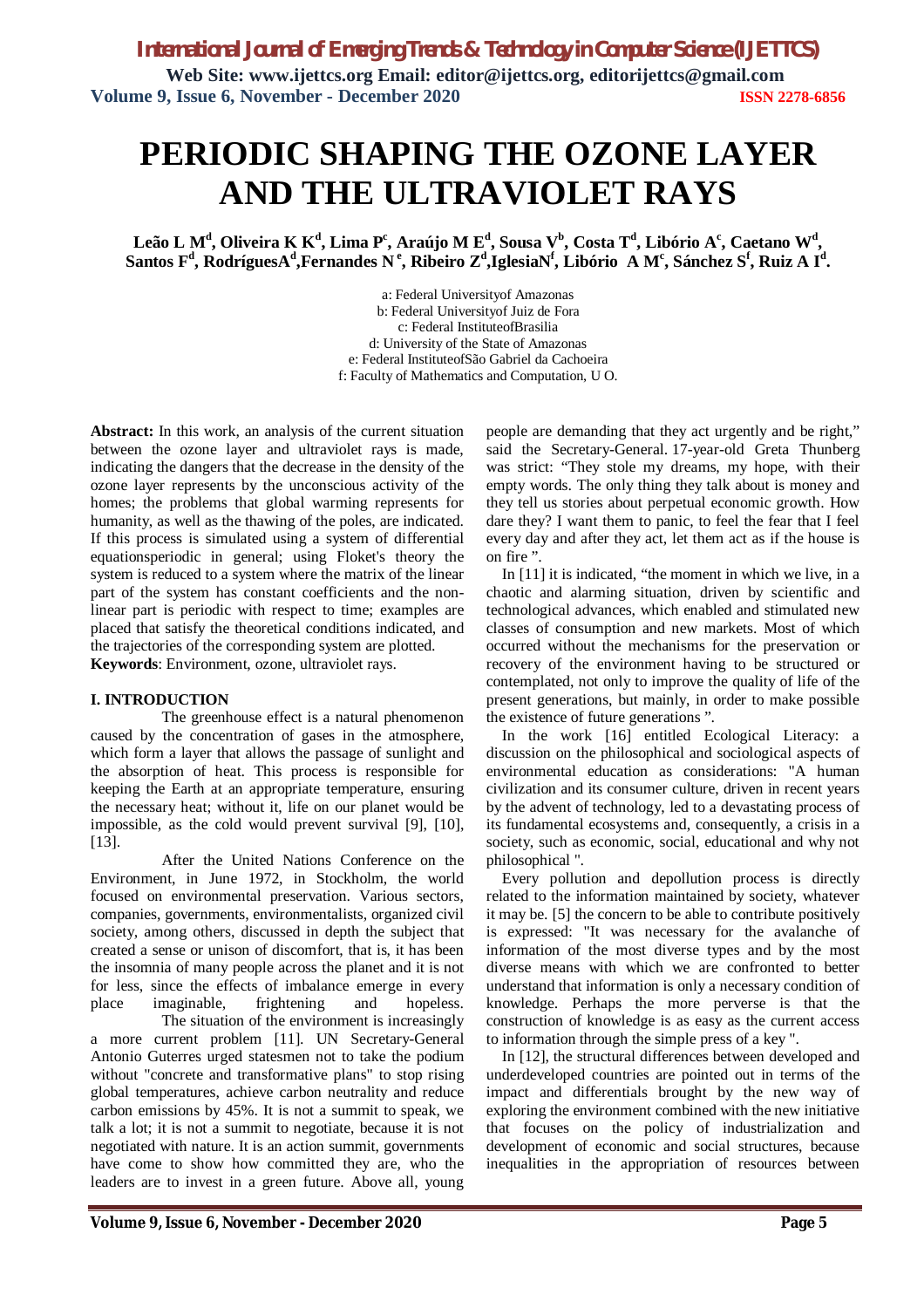# PERIODIC SHAPING THE OZONE LAYER AND THE ULTRAVIOLET RAYS

**Leão L M[d], Oliveira K K[d], Lima P[c], Araújo M E[d], Sousa V[b], Costa T[d], Libório A[c], Caetano W[d], Santos F[d], RodríguesA[d],Fernandes N[e], Ribeiro Z[d],IglesiaN[f], Libório A M[c], Sánchez S[f], Ruiz A I[d].**

a: Federal Universityof Amazonas
b: Federal Universityof Juiz de Fora
c: Federal InstituteofBrasilia
d: University of the State of Amazonas
e: Federal InstituteofSão Gabriel da Cachoeira
f: Faculty of Mathematics and Computation, U O.

**Abstract:** In this work, an analysis of the current situation between the ozone layer and ultraviolet rays is made, indicating the dangers that the decrease in the density of the ozone layer represents by the unconscious activity of the homes; the problems that global warming represents for humanity, as well as the thawing of the poles, are indicated. If this process is simulated using a system of differential equationsperiodic in general; using Floket's theory the system is reduced to a system where the matrix of the linear part of the system has constant coefficients and the non-linear part is periodic with respect to time; examples are placed that satisfy the theoretical conditions indicated, and the trajectories of the corresponding system are plotted.

**Keywords**: Environment, ozone, ultraviolet rays.

## I. INTRODUCTION

The greenhouse effect is a natural phenomenon caused by the concentration of gases in the atmosphere, which form a layer that allows the passage of sunlight and the absorption of heat. This process is responsible for keeping the Earth at an appropriate temperature, ensuring the necessary heat; without it, life on our planet would be impossible, as the cold would prevent survival [9], [10], [13].

After the United Nations Conference on the Environment, in June 1972, in Stockholm, the world focused on environmental preservation. Various sectors, companies, governments, environmentalists, organized civil society, among others, discussed in depth the subject that created a sense or unison of discomfort, that is, it has been the insomnia of many people across the planet and it is not for less, since the effects of imbalance emerge in every place imaginable, frightening and hopeless.

The situation of the environment is increasingly a more current problem [11]. UN Secretary-General Antonio Guterres urged statesmen not to take the podium without "concrete and transformative plans" to stop rising global temperatures, achieve carbon neutrality and reduce carbon emissions by 45%. It is not a summit to speak, we talk a lot; it is not a summit to negotiate, because it is not negotiated with nature. It is an action summit, governments have come to show how committed they are, who the leaders are to invest in a green future. Above all, young people are demanding that they act urgently and be right," said the Secretary-General. 17-year-old Greta Thunberg was strict: "They stole my dreams, my hope, with their empty words. The only thing they talk about is money and they tell us stories about perpetual economic growth. How dare they? I want them to panic, to feel the fear that I feel every day and after they act, let them act as if the house is on fire ".

In [11] it is indicated, "the moment in which we live, in a chaotic and alarming situation, driven by scientific and technological advances, which enabled and stimulated new classes of consumption and new markets. Most of which occurred without the mechanisms for the preservation or recovery of the environment having to be structured or contemplated, not only to improve the quality of life of the present generations, but mainly, in order to make possible the existence of future generations ".

In the work [16] entitled Ecological Literacy: a discussion on the philosophical and sociological aspects of environmental education as considerations: "A human civilization and its consumer culture, driven in recent years by the advent of technology, led to a devastating process of its fundamental ecosystems and, consequently, a crisis in a society, such as economic, social, educational and why not philosophical ".

Every pollution and depollution process is directly related to the information maintained by society, whatever it may be. [5] the concern to be able to contribute positively is expressed: "It was necessary for the avalanche of information of the most diverse types and by the most diverse means with which we are confronted to better understand that information is only a necessary condition of knowledge. Perhaps the more perverse is that the construction of knowledge is as easy as the current access to information through the simple press of a key ".

In [12], the structural differences between developed and underdeveloped countries are pointed out in terms of the impact and differentials brought by the new way of exploring the environment combined with the new initiative that focuses on the policy of industrialization and development of economic and social structures, because inequalities in the appropriation of resources between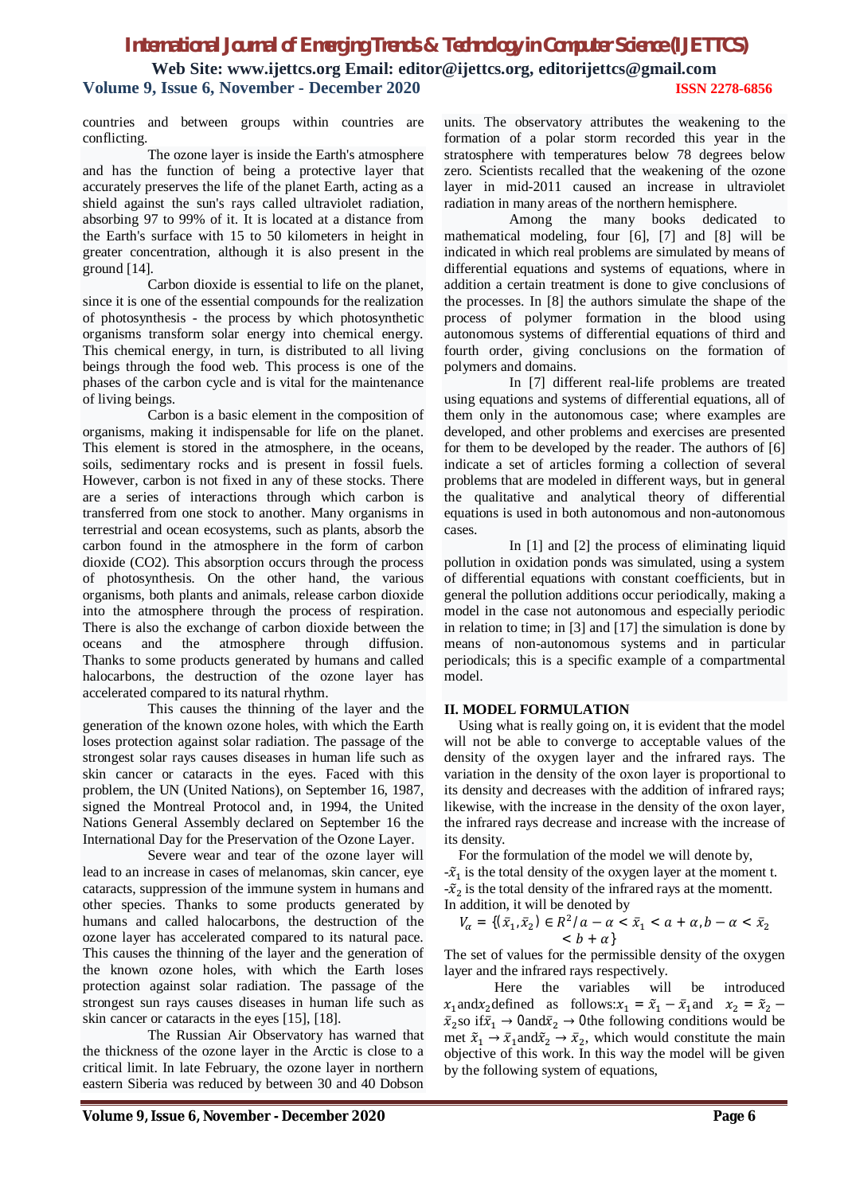countries and between groups within countries are conflicting.

The ozone layer is inside the Earth's atmosphere and has the function of being a protective layer that accurately preserves the life of the planet Earth, acting as a shield against the sun's rays called ultraviolet radiation, absorbing 97 to 99% of it. It is located at a distance from the Earth's surface with 15 to 50 kilometers in height in greater concentration, although it is also present in the ground [14].

Carbon dioxide is essential to life on the planet, since it is one of the essential compounds for the realization of photosynthesis - the process by which photosynthetic organisms transform solar energy into chemical energy. This chemical energy, in turn, is distributed to all living beings through the food web. This process is one of the phases of the carbon cycle and is vital for the maintenance of living beings.

Carbon is a basic element in the composition of organisms, making it indispensable for life on the planet. This element is stored in the atmosphere, in the oceans, soils, sedimentary rocks and is present in fossil fuels. However, carbon is not fixed in any of these stocks. There are a series of interactions through which carbon is transferred from one stock to another. Many organisms in terrestrial and ocean ecosystems, such as plants, absorb the carbon found in the atmosphere in the form of carbon dioxide ($CO_2$). This absorption occurs through the process of photosynthesis. On the other hand, the various organisms, both plants and animals, release carbon dioxide into the atmosphere through the process of respiration. There is also the exchange of carbon dioxide between the oceans and the atmosphere through diffusion. Thanks to some products generated by humans and called halocarbons, the destruction of the ozone layer has accelerated compared to its natural rhythm.

This causes the thinning of the layer and the generation of the known ozone holes, with which the Earth loses protection against solar radiation. The passage of the strongest solar rays causes diseases in human life such as skin cancer or cataracts in the eyes. Faced with this problem, the UN (United Nations), on September 16, 1987, signed the Montreal Protocol and, in 1994, the United Nations General Assembly declared on September 16 the International Day for the Preservation of the Ozone Layer.

Severe wear and tear of the ozone layer will lead to an increase in cases of melanomas, skin cancer, eye cataracts, suppression of the immune system in humans and other species. Thanks to some products generated by humans and called halocarbons, the destruction of the ozone layer has accelerated compared to its natural pace. This causes the thinning of the layer and the generation of the known ozone holes, with which the Earth loses protection against solar radiation. The passage of the strongest sun rays causes diseases in human life such as skin cancer or cataracts in the eyes [15], [18].

The Russian Air Observatory has warned that the thickness of the ozone layer in the Arctic is close to a critical limit. In late February, the ozone layer in northern eastern Siberia was reduced by between 30 and 40 Dobson units. The observatory attributes the weakening to the formation of a polar storm recorded this year in the stratosphere with temperatures below 78 degrees below zero. Scientists recalled that the weakening of the ozone layer in mid-2011 caused an increase in ultraviolet radiation in many areas of the northern hemisphere.

Among the many books dedicated to mathematical modeling, four [6], [7] and [8] will be indicated in which real problems are simulated by means of differential equations and systems of equations, where in addition a certain treatment is done to give conclusions of the processes. In [8] the authors simulate the shape of the process of polymer formation in the blood using autonomous systems of differential equations of third and fourth order, giving conclusions on the formation of polymers and domains.

In [7] different real-life problems are treated using equations and systems of differential equations, all of them only in the autonomous case; where examples are developed, and other problems and exercises are presented for them to be developed by the reader. The authors of [6] indicate a set of articles forming a collection of several problems that are modeled in different ways, but in general the qualitative and analytical theory of differential equations is used in both autonomous and non-autonomous cases.

In [1] and [2] the process of eliminating liquid pollution in oxidation ponds was simulated, using a system of differential equations with constant coefficients, but in general the pollution additions occur periodically, making a model in the case not autonomous and especially periodic in relation to time; in [3] and [17] the simulation is done by means of non-autonomous systems and in particular periodicals; this is a specific example of a compartmental model.

## II. MODEL FORMULATION

Using what is really going on, it is evident that the model will not be able to converge to acceptable values of the density of the oxygen layer and the infrared rays. The variation in the density of the oxon layer is proportional to its density and decreases with the addition of infrared rays; likewise, with the increase in the density of the oxon layer, the infrared rays decrease and increase with the increase of its density.

For the formulation of the model we will denote by,

-$\tilde{x}_1$ is the total density of the oxygen layer at the moment t.

-$\tilde{x}_2$ is the total density of the infrared rays at the momentt.

In addition, it will be denoted by

$$V_\alpha = \{(\bar{x}_1, \bar{x}_2) \in R^2 / a - \alpha < \bar{x}_1 < a + \alpha, b - \alpha < \bar{x}_2 < b + \alpha\}$$

The set of values for the permissible density of the oxygen layer and the infrared rays respectively.

Here the variables will be introduced $x_1$ and $x_2$ defined as follows: $x_1 = \tilde{x}_1 - \bar{x}_1$ and $x_2 = \tilde{x}_2 - \bar{x}_2$ so if $\tilde{x}_1 \to 0$ and $\tilde{x}_2 \to 0$ the following conditions would be met $\tilde{x}_1 \to \bar{x}_1$ and $\tilde{x}_2 \to \bar{x}_2$, which would constitute the main objective of this work. In this way the model will be given by the following system of equations,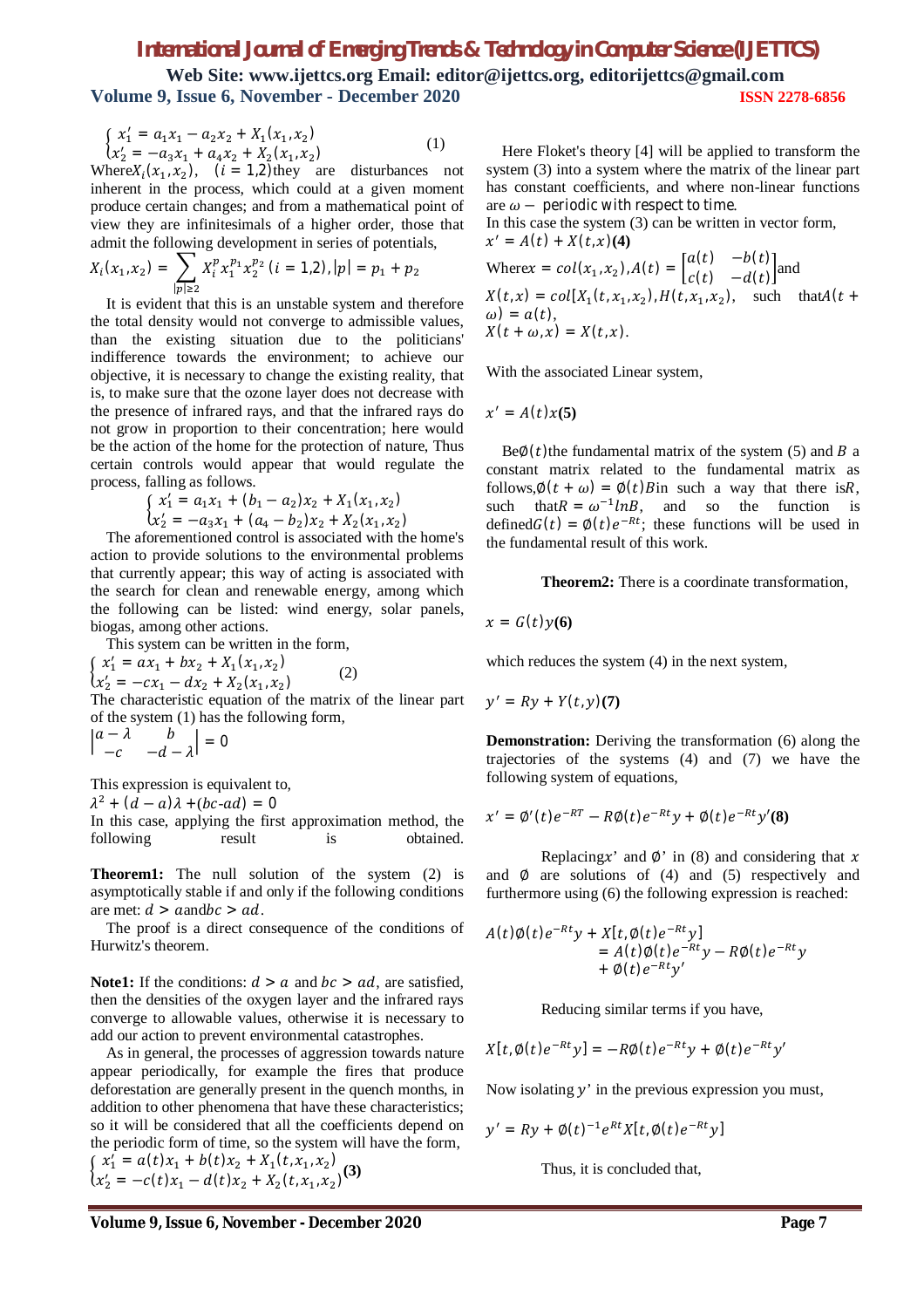$$\begin{cases} x_1' = a_1x_1 - a_2x_2 + X_1(x_1, x_2) \\ x_2' = -a_3x_1 + a_4x_2 + X_2(x_1, x_2) \end{cases} \tag{1}$$

Where $X_i(x_1, x_2)$, $(i = 1,2)$ they are disturbances not inherent in the process, which could at a given moment produce certain changes; and from a mathematical point of view they are infinitesimals of a higher order, those that admit the following development in series of potentials,

$$X_i(x_1, x_2) = \sum_{|p|\geq 2} X_i^p x_1^{p_1} x_2^{p_2} \ (i = 1,2), |p| = p_1 + p_2$$

It is evident that this is an unstable system and therefore the total density would not converge to admissible values, than the existing situation due to the politicians' indifference towards the environment; to achieve our objective, it is necessary to change the existing reality, that is, to make sure that the ozone layer does not decrease with the presence of infrared rays, and that the infrared rays do not grow in proportion to their concentration; here would be the action of the home for the protection of nature, Thus certain controls would appear that would regulate the process, falling as follows.

$$\begin{cases} x_1' = a_1x_1 + (b_1 - a_2)x_2 + X_1(x_1, x_2) \\ x_2' = -a_3x_1 + (a_4 - b_2)x_2 + X_2(x_1, x_2) \end{cases}$$

The aforementioned control is associated with the home's action to provide solutions to the environmental problems that currently appear; this way of acting is associated with the search for clean and renewable energy, among which the following can be listed: wind energy, solar panels, biogas, among other actions.

This system can be written in the form,

$$\begin{cases} x_1' = ax_1 + bx_2 + X_1(x_1, x_2) \\ x_2' = -cx_1 - dx_2 + X_2(x_1, x_2) \end{cases} \tag{2}$$

The characteristic equation of the matrix of the linear part of the system (1) has the following form,

$$\begin{vmatrix} a - \lambda & b \\ -c & -d - \lambda \end{vmatrix} = 0$$

This expression is equivalent to,

$$\lambda^2 + (d - a)\lambda + (bc\text{-}ad) = 0$$

In this case, applying the first approximation method, the following result is obtained.

**Theorem1:** The null solution of the system (2) is asymptotically stable if and only if the following conditions are met: $d > a$ and $bc > ad$.

The proof is a direct consequence of the conditions of Hurwitz's theorem.

**Note1:** If the conditions: $d > a$ and $bc > ad$, are satisfied, then the densities of the oxygen layer and the infrared rays converge to allowable values, otherwise it is necessary to add our action to prevent environmental catastrophes.

As in general, the processes of aggression towards nature appear periodically, for example the fires that produce deforestation are generally present in the quench months, in addition to other phenomena that have these characteristics; so it will be considered that all the coefficients depend on the periodic form of time, so the system will have the form,

$$\begin{cases} x_1' = a(t)x_1 + b(t)x_2 + X_1(t, x_1, x_2) \\ x_2' = -c(t)x_1 - d(t)x_2 + X_2(t, x_1, x_2) \end{cases} \tag{3}$$

Here Floket's theory [4] will be applied to transform the system (3) into a system where the matrix of the linear part has constant coefficients, and where non-linear functions are $\omega -$ periodic with respect to time.

In this case the system (3) can be written in vector form,

$$x' = A(t) + X(t, x) \tag{4}$$

Where $x = col(x_1, x_2)$, $A(t) = \begin{bmatrix} a(t) & -b(t) \\ c(t) & -d(t) \end{bmatrix}$ and $X(t, x) = col[X_1(t, x_1, x_2), H(t, x_1, x_2)$, such that $A(t + \omega) = a(t)$, $X(t + \omega, x) = X(t, x)$.

With the associated Linear system,

$$x' = A(t)x \tag{5}$$

Be $\emptyset(t)$ the fundamental matrix of the system (5) and $B$ a constant matrix related to the fundamental matrix as follows, $\emptyset(t + \omega) = \emptyset(t)B$ in such a way that there is $R$, such that $R = \omega^{-1} lnB$, and so the function is defined $G(t) = \emptyset(t)e^{-Rt}$; these functions will be used in the fundamental result of this work.

**Theorem2:** There is a coordinate transformation,

$$x = G(t)y \tag{6}$$

which reduces the system (4) in the next system,

$$y' = Ry + Y(t, y) \tag{7}$$

**Demonstration:** Deriving the transformation (6) along the trajectories of the systems (4) and (7) we have the following system of equations,

$$x' = \emptyset'(t)e^{-RT} - R\emptyset(t)e^{-Rt}y + \emptyset(t)e^{-Rt}y' \tag{8}$$

Replacing $x'$ and $\emptyset'$ in (8) and considering that $x$ and $\emptyset$ are solutions of (4) and (5) respectively and furthermore using (6) the following expression is reached:

$$A(t)\emptyset(t)e^{-Rt}y + X[t, \emptyset(t)e^{-Rt}y] = A(t)\emptyset(t)e^{-Rt}y - R\emptyset(t)e^{-Rt}y + \emptyset(t)e^{-Rt}y'$$

Reducing similar terms if you have,

$$X[t, \emptyset(t)e^{-Rt}y] = -R\emptyset(t)e^{-Rt}y + \emptyset(t)e^{-Rt}y'$$

Now isolating $y'$ in the previous expression you must,

$$y' = Ry + \emptyset(t)^{-1}e^{Rt}X[t, \emptyset(t)e^{-Rt}y]$$

Thus, it is concluded that,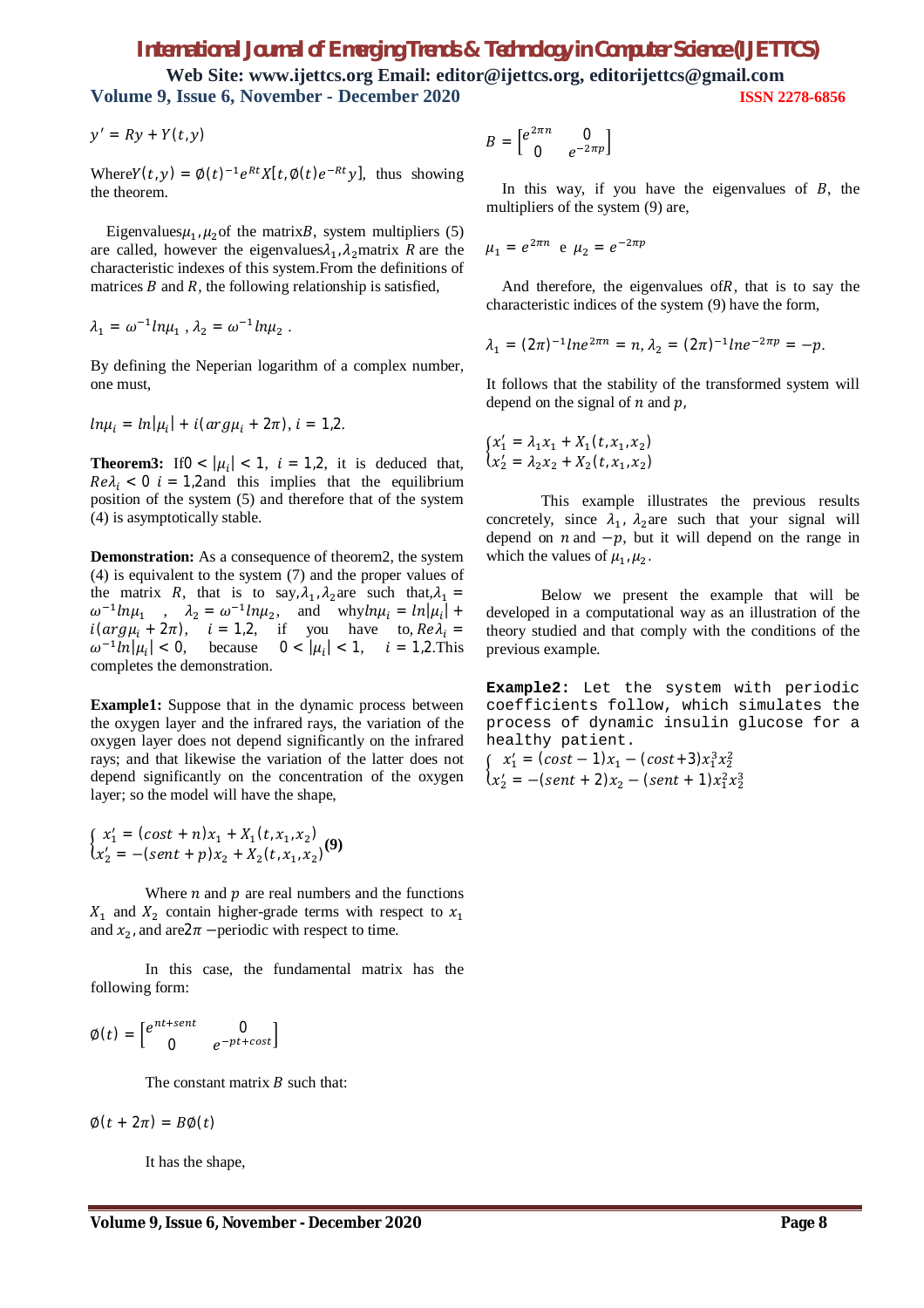$$y' = Ry + Y(t,y)$$

Where$Y(t,y) = \emptyset(t)^{-1}e^{Rt}X[t,\emptyset(t)e^{-Rt}y]$, thus showing the theorem.

Eigenvalues$\mu_1, \mu_2$of the matrix$B$, system multipliers (5) are called, however the eigenvalues$\lambda_1, \lambda_2$matrix $R$ are the characteristic indexes of this system.From the definitions of matrices $B$ and $R$, the following relationship is satisfied,

$$\lambda_1 = \omega^{-1} ln\mu_1 \; , \lambda_2 = \omega^{-1} ln\mu_2 \; .$$

By defining the Neperian logarithm of a complex number, one must,

$$ln\mu_i = ln|\mu_i| + i(arg\mu_i + 2\pi), \, i = 1,2.$$

**Theorem3:** If$0 < |\mu_i| < 1$, $i = 1,2$, it is deduced that, $Re\lambda_i < 0$ $i = 1,2$and this implies that the equilibrium position of the system (5) and therefore that of the system (4) is asymptotically stable.

**Demonstration:** As a consequence of theorem2, the system (4) is equivalent to the system (7) and the proper values of the matrix $R$, that is to say,$\lambda_1, \lambda_2$are such that,$\lambda_1 = \omega^{-1} ln\mu_1$ , $\lambda_2 = \omega^{-1} ln\mu_2$, and why$ln\mu_i = ln|\mu_i| + i(arg\mu_i + 2\pi)$, $i = 1,2$, if you have to, $Re\lambda_i = \omega^{-1} ln|\mu_i| < 0$, because $0 < |\mu_i| < 1$, $i = 1,2$.This completes the demonstration.

**Example1:** Suppose that in the dynamic process between the oxygen layer and the infrared rays, the variation of the oxygen layer does not depend significantly on the infrared rays; and that likewise the variation of the latter does not depend significantly on the concentration of the oxygen layer; so the model will have the shape,

$$\begin{cases} x_1' = (cost + n)x_1 + X_1(t, x_1, x_2) \\ x_2' = -(sent + p)x_2 + X_2(t, x_1, x_2) \end{cases} \textbf{(9)}$$

Where $n$ and $p$ are real numbers and the functions $X_1$ and $X_2$ contain higher-grade terms with respect to $x_1$ and $x_2$, and are$2\pi$ −periodic with respect to time.

In this case, the fundamental matrix has the following form:

$$\emptyset(t) = \begin{bmatrix} e^{nt+sent} & 0 \\ 0 & e^{-pt+cost} \end{bmatrix}$$

The constant matrix $B$ such that:

$$\emptyset(t + 2\pi) = B\emptyset(t)$$

It has the shape,

$$B = \begin{bmatrix} e^{2\pi n} & 0 \\ 0 & e^{-2\pi p} \end{bmatrix}$$

In this way, if you have the eigenvalues of $B$, the multipliers of the system (9) are,

$$\mu_1 = e^{2\pi n} \text{ e } \mu_2 = e^{-2\pi p}$$

And therefore, the eigenvalues of$R$, that is to say the characteristic indices of the system (9) have the form,

$$\lambda_1 = (2\pi)^{-1} ln e^{2\pi n} = n, \lambda_2 = (2\pi)^{-1} ln e^{-2\pi p} = -p.$$

It follows that the stability of the transformed system will depend on the signal of $n$ and $p$,

$$\begin{cases} x_1' = \lambda_1 x_1 + X_1(t, x_1, x_2) \\ x_2' = \lambda_2 x_2 + X_2(t, x_1, x_2) \end{cases}$$

This example illustrates the previous results concretely, since $\lambda_1$, $\lambda_2$are such that your signal will depend on $n$ and $-p$, but it will depend on the range in which the values of $\mu_1, \mu_2$.

Below we present the example that will be developed in a computational way as an illustration of the theory studied and that comply with the conditions of the previous example.

**Example2:** Let the system with periodic coefficients follow, which simulates the process of dynamic insulin glucose for a healthy patient.

$$\begin{cases} x_1' = (cost - 1)x_1 - (cost + 3)x_1^3 x_2^2 \\ x_2' = -(sent + 2)x_2 - (sent + 1)x_1^2 x_2^3 \end{cases}$$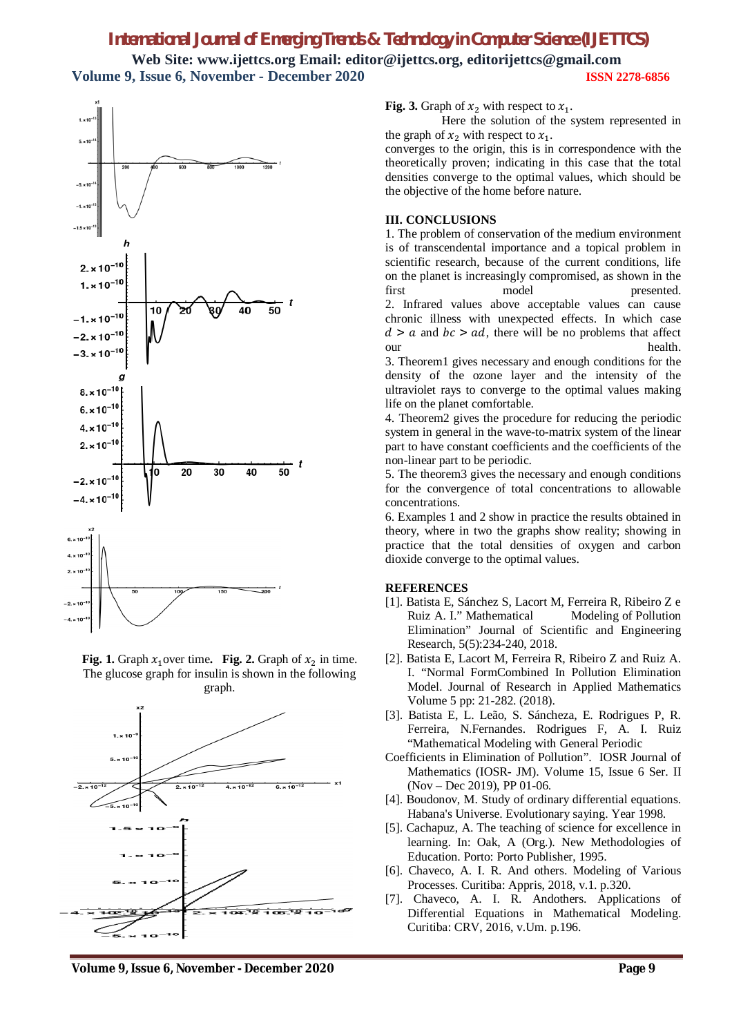**Fig. 1.** Graph $x_1$over time. **Fig. 2.** Graph of $x_2$ in time. The glucose graph for insulin is shown in the following graph.

**Fig. 3.** Graph of $x_2$ with respect to $x_1$.

Here the solution of the system represented in the graph of $x_2$ with respect to $x_1$.

converges to the origin, this is in correspondence with the theoretically proven; indicating in this case that the total densities converge to the optimal values, which should be the objective of the home before nature.

## III. CONCLUSIONS

1. The problem of conservation of the medium environment is of transcendental importance and a topical problem in scientific research, because of the current conditions, life on the planet is increasingly compromised, as shown in the first model presented.
2. Infrared values above acceptable values can cause chronic illness with unexpected effects. In which case $d > a$ and $bc > ad$, there will be no problems that affect our health.
3. Theorem1 gives necessary and enough conditions for the density of the ozone layer and the intensity of the ultraviolet rays to converge to the optimal values making life on the planet comfortable.
4. Theorem2 gives the procedure for reducing the periodic system in general in the wave-to-matrix system of the linear part to have constant coefficients and the coefficients of the non-linear part to be periodic.
5. The theorem3 gives the necessary and enough conditions for the convergence of total concentrations to allowable concentrations.
6. Examples 1 and 2 show in practice the results obtained in theory, where in two the graphs show reality; showing in practice that the total densities of oxygen and carbon dioxide converge to the optimal values.

## REFERENCES

[1]. Batista E, Sánchez S, Lacort M, Ferreira R, Ribeiro Z e Ruiz A. I." Mathematical Modeling of Pollution Elimination" Journal of Scientific and Engineering Research, 5(5):234-240, 2018.

[2]. Batista E, Lacort M, Ferreira R, Ribeiro Z and Ruiz A. I. "Normal FormCombined In Pollution Elimination Model. Journal of Research in Applied Mathematics Volume 5 pp: 21-282. (2018).

[3]. Batista E, L. Leão, S. Sáncheza, E. Rodrigues P, R. Ferreira, N.Fernandes. Rodrigues F, A. I. Ruiz "Mathematical Modeling with General Periodic Coefficients in Elimination of Pollution". IOSR Journal of Mathematics (IOSR- JM). Volume 15, Issue 6 Ser. II (Nov – Dec 2019), PP 01-06.

[4]. Boudonov, M. Study of ordinary differential equations. Habana's Universe. Evolutionary saying. Year 1998.

[5]. Cachapuz, A. The teaching of science for excellence in learning. In: Oak, A (Org.). New Methodologies of Education. Porto: Porto Publisher, 1995.

[6]. Chaveco, A. I. R. And others. Modeling of Various Processes. Curitiba: Appris, 2018, v.1. p.320.

[7]. Chaveco, A. I. R. Andothers. Applications of Differential Equations in Mathematical Modeling. Curitiba: CRV, 2016, v.Um. p.196.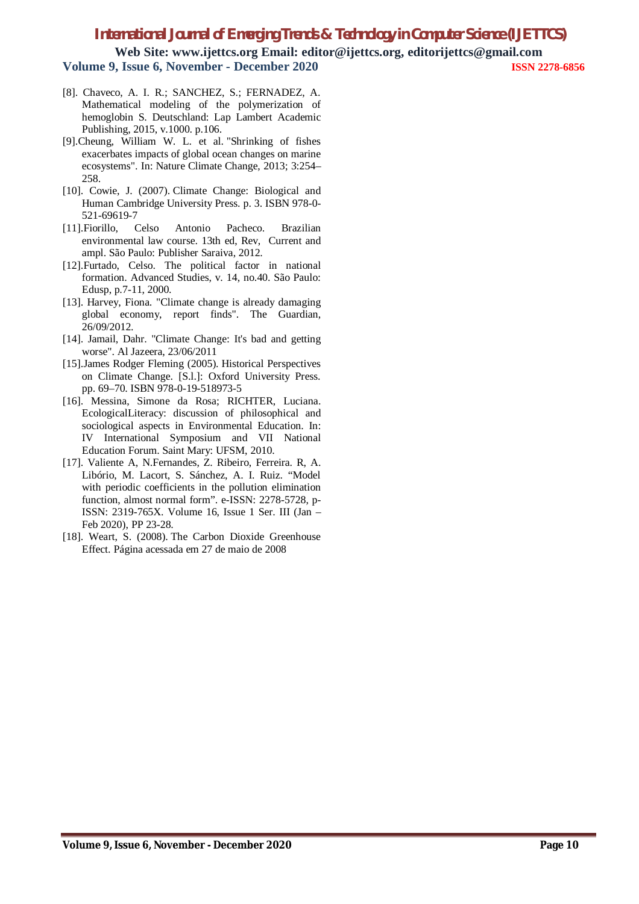[8]. Chaveco, A. I. R.; SANCHEZ, S.; FERNADEZ, A. Mathematical modeling of the polymerization of hemoglobin S. Deutschland: Lap Lambert Academic Publishing, 2015, v.1000. p.106.

[9].Cheung, William W. L. et al. "Shrinking of fishes exacerbates impacts of global ocean changes on marine ecosystems". In: Nature Climate Change, 2013; 3:254–258.

[10]. Cowie, J. (2007). Climate Change: Biological and Human Cambridge University Press. p. 3. ISBN 978-0-521-69619-7

[11].Fiorillo, Celso Antonio Pacheco. Brazilian environmental law course. 13th ed, Rev, Current and ampl. São Paulo: Publisher Saraiva, 2012.

[12].Furtado, Celso. The political factor in national formation. Advanced Studies, v. 14, no.40. São Paulo: Edusp, p.7-11, 2000.

[13]. Harvey, Fiona. "Climate change is already damaging global economy, report finds". The Guardian, 26/09/2012.

[14]. Jamail, Dahr. "Climate Change: It's bad and getting worse". Al Jazeera, 23/06/2011

[15].James Rodger Fleming (2005). Historical Perspectives on Climate Change. [S.l.]: Oxford University Press. pp. 69–70. ISBN 978-0-19-518973-5

[16]. Messina, Simone da Rosa; RICHTER, Luciana. EcologicalLiteracy: discussion of philosophical and sociological aspects in Environmental Education. In: IV International Symposium and VII National Education Forum. Saint Mary: UFSM, 2010.

[17]. Valiente A, N.Fernandes, Z. Ribeiro, Ferreira. R, A. Libório, M. Lacort, S. Sánchez, A. I. Ruiz. "Model with periodic coefficients in the pollution elimination function, almost normal form". e-ISSN: 2278-5728, p-ISSN: 2319-765X. Volume 16, Issue 1 Ser. III (Jan – Feb 2020), PP 23-28.

[18]. Weart, S. (2008). The Carbon Dioxide Greenhouse Effect. Página acessada em 27 de maio de 2008